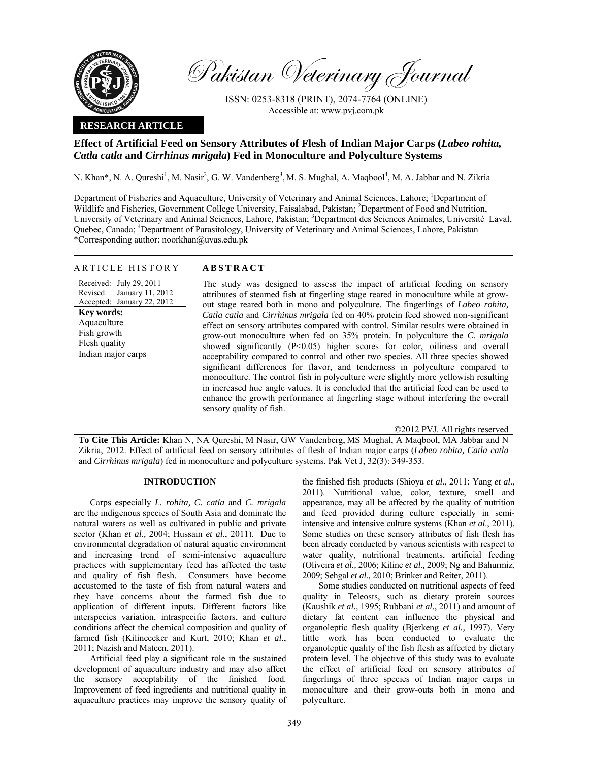Pakistan Veterinary Journal

ISSN: 0253-8318 (PRINT), 2074-7764 (ONLINE)
Accessible at: www.pvj.com.pk

**RESEARCH ARTICLE**

# Effect of Artificial Feed on Sensory Attributes of Flesh of Indian Major Carps (*Labeo rohita, Catla catla* and *Cirrhinus mrigala*) Fed in Monoculture and Polyculture Systems

N. Khan*, N. A. Qureshi[1], M. Nasir[2], G. W. Vandenberg[3], M. S. Mughal, A. Maqbool[4], M. A. Jabbar and N. Zikria

Department of Fisheries and Aquaculture, University of Veterinary and Animal Sciences, Lahore; [1]Department of Wildlife and Fisheries, Government College University, Faisalabad, Pakistan; [2]Department of Food and Nutrition, University of Veterinary and Animal Sciences, Lahore, Pakistan; [3]Department des Sciences Animales, Université Laval, Quebec, Canada; [4]Department of Parasitology, University of Veterinary and Animal Sciences, Lahore, Pakistan
*Corresponding author: noorkhan@uvas.edu.pk

## ARTICLE HISTORY

Received: July 29, 2011
Revised: January 11, 2012
Accepted: January 22, 2012

**Key words:**
Aquaculture
Fish growth
Flesh quality
Indian major carps

## ABSTRACT

The study was designed to assess the impact of artificial feeding on sensory attributes of steamed fish at fingerling stage reared in monoculture while at grow-out stage reared both in mono and polyculture. The fingerlings of *Labeo rohita, Catla catla* and *Cirrhinus mrigala* fed on 40% protein feed showed non-significant effect on sensory attributes compared with control. Similar results were obtained in grow-out monoculture when fed on 35% protein. In polyculture the *C. mrigala* showed significantly ($P<0.05$) higher scores for color, oiliness and overall acceptability compared to control and other two species. All three species showed significant differences for flavor, and tenderness in polyculture compared to monoculture. The control fish in polyculture were slightly more yellowish resulting in increased hue angle values. It is concluded that the artificial feed can be used to enhance the growth performance at fingerling stage without interfering the overall sensory quality of fish.

©2012 PVJ. All rights reserved

**To Cite This Article:** Khan N, NA Qureshi, M Nasir, GW Vandenberg, MS Mughal, A Maqbool, MA Jabbar and N Zikria, 2012. Effect of artificial feed on sensory attributes of flesh of Indian major carps (*Labeo rohita, Catla catla* and *Cirrhinus mrigala*) fed in monoculture and polyculture systems. Pak Vet J, 32(3): 349-353.

## INTRODUCTION

Carps especially *L. rohita, C. catla* and *C. mrigala* are the indigenous species of South Asia and dominate the natural waters as well as cultivated in public and private sector (Khan *et al.,* 2004; Hussain *et al*., 2011). Due to environmental degradation of natural aquatic environment and increasing trend of semi-intensive aquaculture practices with supplementary feed has affected the taste and quality of fish flesh. Consumers have become accustomed to the taste of fish from natural waters and they have concerns about the farmed fish due to application of different inputs. Different factors like interspecies variation, intraspecific factors, and culture conditions affect the chemical composition and quality of farmed fish (Kilincceker and Kurt, 2010; Khan *et al.*, 2011; Nazish and Mateen, 2011).

Artificial feed play a significant role in the sustained development of aquaculture industry and may also affect the sensory acceptability of the finished food. Improvement of feed ingredients and nutritional quality in aquaculture practices may improve the sensory quality of the finished fish products (Shioya *et al.*, 2011; Yang *et al.*, 2011). Nutritional value, color, texture, smell and appearance, may all be affected by the quality of nutrition and feed provided during culture especially in semi-intensive and intensive culture systems (Khan *et al*., 2011). Some studies on these sensory attributes of fish flesh has been already conducted by various scientists with respect to water quality, nutritional treatments, artificial feeding (Oliveira *et al.,* 2006; Kilinc *et al.,* 2009; Ng and Bahurmiz, 2009; Sehgal *et al.,* 2010; Brinker and Reiter, 2011).

Some studies conducted on nutritional aspects of feed quality in Teleosts, such as dietary protein sources (Kaushik *et al.,* 1995; Rubbani *et al*., 2011) and amount of dietary fat content can influence the physical and organoleptic flesh quality (Bjerkeng *et al.,* 1997). Very little work has been conducted to evaluate the organoleptic quality of the fish flesh as affected by dietary protein level. The objective of this study was to evaluate the effect of artificial feed on sensory attributes of fingerlings of three species of Indian major carps in monoculture and their grow-outs both in mono and polyculture.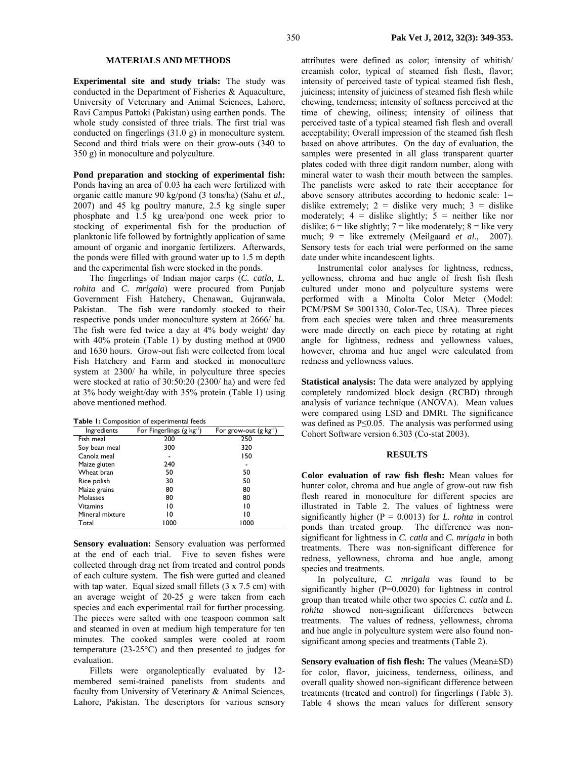## MATERIALS AND METHODS

**Experimental site and study trials:** The study was conducted in the Department of Fisheries & Aquaculture, University of Veterinary and Animal Sciences, Lahore, Ravi Campus Pattoki (Pakistan) using earthen ponds. The whole study consisted of three trials. The first trial was conducted on fingerlings (31.0 g) in monoculture system. Second and third trials were on their grow-outs (340 to 350 g) in monoculture and polyculture.

**Pond preparation and stocking of experimental fish:** Ponds having an area of 0.03 ha each were fertilized with organic cattle manure 90 kg/pond (3 tons/ha) (Sahu *et al.,* 2007) and 45 kg poultry manure, 2.5 kg single super phosphate and 1.5 kg urea/pond one week prior to stocking of experimental fish for the production of planktonic life followed by fortnightly application of same amount of organic and inorganic fertilizers. Afterwards, the ponds were filled with ground water up to 1.5 m depth and the experimental fish were stocked in the ponds.

The fingerlings of Indian major carps (*C. catla, L. rohita* and *C. mrigala*) were procured from Punjab Government Fish Hatchery, Chenawan, Gujranwala, Pakistan. The fish were randomly stocked to their respective ponds under monoculture system at 2666/ ha. The fish were fed twice a day at 4% body weight/ day with 40% protein (Table 1) by dusting method at 0900 and 1630 hours. Grow-out fish were collected from local Fish Hatchery and Farm and stocked in monoculture system at 2300/ ha while, in polyculture three species were stocked at ratio of 30:50:20 (2300/ ha) and were fed at 3% body weight/day with 35% protein (Table 1) using above mentioned method.

**Table 1:** Composition of experimental feeds

| Ingredients | For Fingerlings (g kg$^{-1}$) | For grow-out (g kg$^{-1}$) |
|---|---|---|
| Fish meal | 200 | 250 |
| Soy bean meal | 300 | 320 |
| Canola meal | - | 150 |
| Maize gluten | 240 | - |
| Wheat bran | 50 | 50 |
| Rice polish | 30 | 50 |
| Maize grains | 80 | 80 |
| Molasses | 80 | 80 |
| Vitamins | 10 | 10 |
| Mineral mixture | 10 | 10 |
| Total | 1000 | 1000 |

**Sensory evaluation:** Sensory evaluation was performed at the end of each trial. Five to seven fishes were collected through drag net from treated and control ponds of each culture system. The fish were gutted and cleaned with tap water. Equal sized small fillets (3 x 7.5 cm) with an average weight of 20-25 g were taken from each species and each experimental trail for further processing. The pieces were salted with one teaspoon common salt and steamed in oven at medium high temperature for ten minutes. The cooked samples were cooled at room temperature (23-25°C) and then presented to judges for evaluation.

Fillets were organoleptically evaluated by 12-membered semi-trained panelists from students and faculty from University of Veterinary & Animal Sciences, Lahore, Pakistan. The descriptors for various sensory attributes were defined as color; intensity of whitish/ creamish color, typical of steamed fish flesh, flavor; intensity of perceived taste of typical steamed fish flesh, juiciness; intensity of juiciness of steamed fish flesh while chewing, tenderness; intensity of softness perceived at the time of chewing, oiliness; intensity of oiliness that perceived taste of a typical steamed fish flesh and overall acceptability; Overall impression of the steamed fish flesh based on above attributes. On the day of evaluation, the samples were presented in all glass transparent quarter plates coded with three digit random number, along with mineral water to wash their mouth between the samples. The panelists were asked to rate their acceptance for above sensory attributes according to hedonic scale: 1= dislike extremely; 2 = dislike very much; 3 = dislike moderately; 4 = dislike slightly; 5 = neither like nor dislike; 6 = like slightly; 7 = like moderately; 8 = like very much; 9 = like extremely (Meilgaard *et al.,* 2007). Sensory tests for each trial were performed on the same date under white incandescent lights.

Instrumental color analyses for lightness, redness, yellowness, chroma and hue angle of fresh fish flesh cultured under mono and polyculture systems were performed with a Minolta Color Meter (Model: PCM/PSM S# 3001330, Color-Tec, USA). Three pieces from each species were taken and three measurements were made directly on each piece by rotating at right angle for lightness, redness and yellowness values, however, chroma and hue angel were calculated from redness and yellowness values.

**Statistical analysis:** The data were analyzed by applying completely randomized block design (RCBD) through analysis of variance technique (ANOVA). Mean values were compared using LSD and DMRt. The significance was defined as $P \leq 0.05$. The analysis was performed using Cohort Software version 6.303 (Co-stat 2003).

## RESULTS

**Color evaluation of raw fish flesh:** Mean values for hunter color, chroma and hue angle of grow-out raw fish flesh reared in monoculture for different species are illustrated in Table 2. The values of lightness were significantly higher ($P = 0.0013$) for *L. rohta* in control ponds than treated group. The difference was non-significant for lightness in *C. catla* and *C. mrigala* in both treatments. There was non-significant difference for redness, yellowness, chroma and hue angle, among species and treatments.

In polyculture, *C. mrigala* was found to be significantly higher ($P=0.0020$) for lightness in control group than treated while other two species *C. catla* and *L. rohita* showed non-significant differences between treatments. The values of redness, yellowness, chroma and hue angle in polyculture system were also found non-significant among species and treatments (Table 2).

**Sensory evaluation of fish flesh:** The values (Mean±SD) for color, flavor, juiciness, tenderness, oiliness, and overall quality showed non-significant difference between treatments (treated and control) for fingerlings (Table 3). Table 4 shows the mean values for different sensory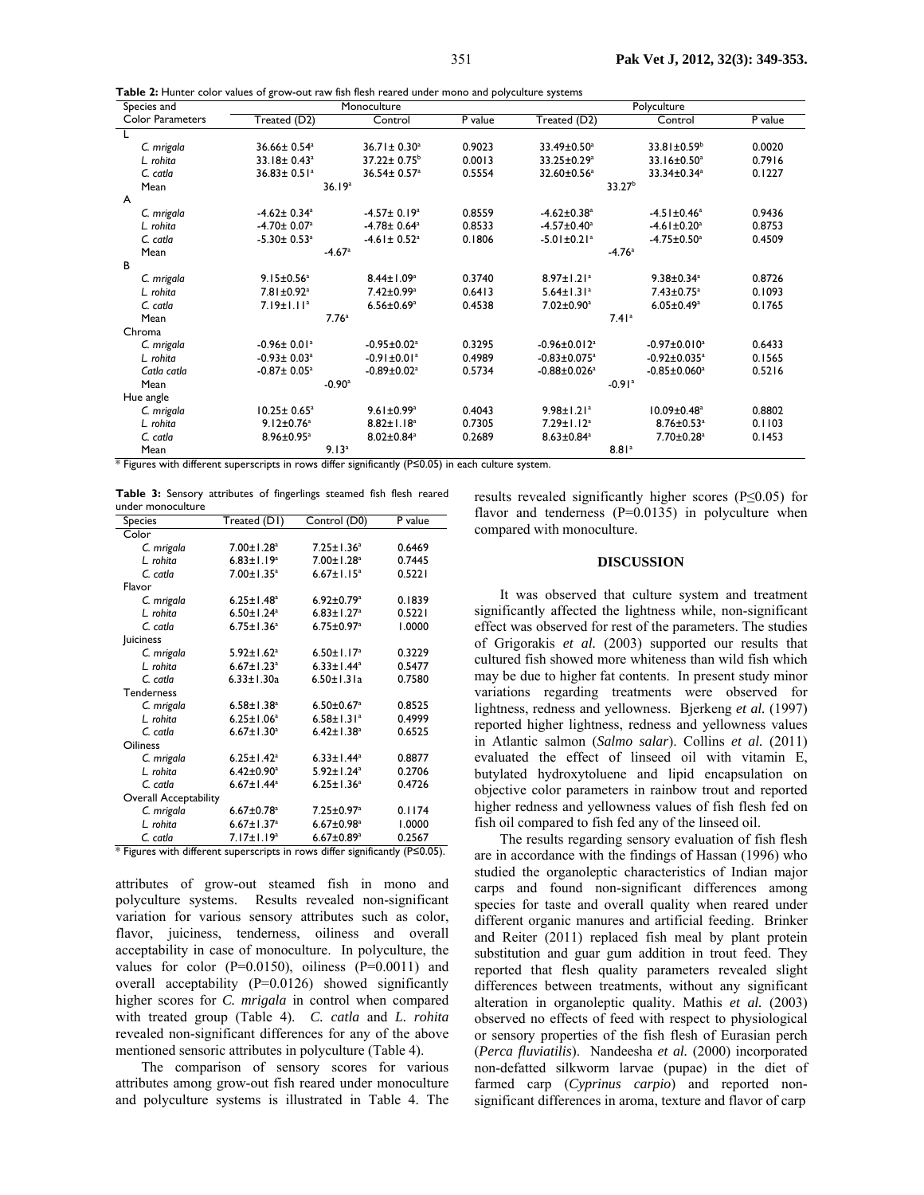**Table 2:** Hunter color values of grow-out raw fish flesh reared under mono and polyculture systems

| Species and Color Parameters | Monoculture | | | Polyculture | | |
|---|---|---|---|---|---|---|
| | Treated (D2) | Control | P value | Treated (D2) | Control | P value |
| **L** | | | | | | |
| *C. mrigala* | 36.66± 0.54[a] | 36.71± 0.30[a] | 0.9023 | 33.49±0.50[a] | 33.81±0.59[b] | 0.0020 |
| *L. rohita* | 33.18± 0.43[a] | 37.22± 0.75[b] | 0.0013 | 33.25±0.29[a] | 33.16±0.50[a] | 0.7916 |
| *C. catla* | 36.83± 0.51[a] | 36.54± 0.57[a] | 0.5554 | 32.60±0.56[a] | 33.34±0.34[a] | 0.1227 |
| Mean | 36.19[a] | | | 33.27[b] | | |
| **A** | | | | | | |
| *C. mrigala* | -4.62± 0.34[a] | -4.57± 0.19[a] | 0.8559 | -4.62±0.38[a] | -4.51±0.46[a] | 0.9436 |
| *L. rohita* | -4.70± 0.07[a] | -4.78± 0.64[a] | 0.8533 | -4.57±0.40[a] | -4.61±0.20[a] | 0.8753 |
| *C. catla* | -5.30± 0.53[a] | -4.61± 0.52[a] | 0.1806 | -5.01±0.21[a] | -4.75±0.50[a] | 0.4509 |
| Mean | -4.67[a] | | | -4.76[a] | | |
| **B** | | | | | | |
| *C. mrigala* | 9.15±0.56[a] | 8.44±1.09[a] | 0.3740 | 8.97±1.21[a] | 9.38±0.34[a] | 0.8726 |
| *L. rohita* | 7.81±0.92[a] | 7.42±0.99[a] | 0.6413 | 5.64±1.31[a] | 7.43±0.75[a] | 0.1093 |
| *C. catla* | 7.19±1.11[a] | 6.56±0.69[a] | 0.4538 | 7.02±0.90[a] | 6.05±0.49[a] | 0.1765 |
| Mean | 7.76[a] | | | 7.41[a] | | |
| **Chroma** | | | | | | |
| *C. mrigala* | -0.96± 0.01[a] | -0.95±0.02[a] | 0.3295 | -0.96±0.012[a] | -0.97±0.010[a] | 0.6433 |
| *L. rohita* | -0.93± 0.03[a] | -0.91±0.01[a] | 0.4989 | -0.83±0.075[a] | -0.92±0.035[a] | 0.1565 |
| *Catla catla* | -0.87± 0.05[a] | -0.89±0.02[a] | 0.5734 | -0.88±0.026[a] | -0.85±0.060[a] | 0.5216 |
| Mean | -0.90[a] | | | -0.91[a] | | |
| **Hue angle** | | | | | | |
| *C. mrigala* | 10.25± 0.65[a] | 9.61±0.99[a] | 0.4043 | 9.98±1.21[a] | 10.09±0.48[a] | 0.8802 |
| *L. rohita* | 9.12±0.76[a] | 8.82±1.18[a] | 0.7305 | 7.29±1.12[a] | 8.76±0.53[a] | 0.1103 |
| *C. catla* | 8.96±0.95[a] | 8.02±0.84[a] | 0.2689 | 8.63±0.84[a] | 7.70±0.28[a] | 0.1453 |
| Mean | 9.13[a] | | | 8.81[a] | | |

\* Figures with different superscripts in rows differ significantly (P≤0.05) in each culture system.

**Table 3:** Sensory attributes of fingerlings steamed fish flesh reared under monoculture

| Species | Treated (D1) | Control (D0) | P value |
|---|---|---|---|
| **Color** | | | |
| *C. mrigala* | 7.00±1.28[a] | 7.25±1.36[a] | 0.6469 |
| *L. rohita* | 6.83±1.19[a] | 7.00±1.28[a] | 0.7445 |
| *C. catla* | 7.00±1.35[a] | 6.67±1.15[a] | 0.5221 |
| **Flavor** | | | |
| *C. mrigala* | 6.25±1.48[a] | 6.92±0.79[a] | 0.1839 |
| *L. rohita* | 6.50±1.24[a] | 6.83±1.27[a] | 0.5221 |
| *C. catla* | 6.75±1.36[a] | 6.75±0.97[a] | 1.0000 |
| **Juiciness** | | | |
| *C. mrigala* | 5.92±1.62[a] | 6.50±1.17[a] | 0.3229 |
| *L. rohita* | 6.67±1.23[a] | 6.33±1.44[a] | 0.5477 |
| *C. catla* | 6.33±1.30a | 6.50±1.31a | 0.7580 |
| **Tenderness** | | | |
| *C. mrigala* | 6.58±1.38[a] | 6.50±0.67[a] | 0.8525 |
| *L. rohita* | 6.25±1.06[a] | 6.58±1.31[a] | 0.4999 |
| *C. catla* | 6.67±1.30[a] | 6.42±1.38[a] | 0.6525 |
| **Oiliness** | | | |
| *C. mrigala* | 6.25±1.42[a] | 6.33±1.44[a] | 0.8877 |
| *L. rohita* | 6.42±0.90[a] | 5.92±1.24[a] | 0.2706 |
| *C. catla* | 6.67±1.44[a] | 6.25±1.36[a] | 0.4726 |
| **Overall Acceptability** | | | |
| *C. mrigala* | 6.67±0.78[a] | 7.25±0.97[a] | 0.1174 |
| *L. rohita* | 6.67±1.37[a] | 6.67±0.98[a] | 1.0000 |
| *C. catla* | 7.17±1.19[a] | 6.67±0.89[a] | 0.2567 |

\* Figures with different superscripts in rows differ significantly (P≤0.05).

attributes of grow-out steamed fish in mono and polyculture systems. Results revealed non-significant variation for various sensory attributes such as color, flavor, juiciness, tenderness, oiliness and overall acceptability in case of monoculture. In polyculture, the values for color (P=0.0150), oiliness (P=0.0011) and overall acceptability (P=0.0126) showed significantly higher scores for *C. mrigala* in control when compared with treated group (Table 4). *C. catla* and *L. rohita* revealed non-significant differences for any of the above mentioned sensoric attributes in polyculture (Table 4).

The comparison of sensory scores for various attributes among grow-out fish reared under monoculture and polyculture systems is illustrated in Table 4. The results revealed significantly higher scores (P≤0.05) for flavor and tenderness (P=0.0135) in polyculture when compared with monoculture.

## DISCUSSION

It was observed that culture system and treatment significantly affected the lightness while, non-significant effect was observed for rest of the parameters. The studies of Grigorakis *et al.* (2003) supported our results that cultured fish showed more whiteness than wild fish which may be due to higher fat contents. In present study minor variations regarding treatments were observed for lightness, redness and yellowness. Bjerkeng *et al.* (1997) reported higher lightness, redness and yellowness values in Atlantic salmon (*Salmo salar*). Collins *et al.* (2011) evaluated the effect of linseed oil with vitamin E, butylated hydroxytoluene and lipid encapsulation on objective color parameters in rainbow trout and reported higher redness and yellowness values of fish flesh fed on fish oil compared to fish fed any of the linseed oil.

The results regarding sensory evaluation of fish flesh are in accordance with the findings of Hassan (1996) who studied the organoleptic characteristics of Indian major carps and found non-significant differences among species for taste and overall quality when reared under different organic manures and artificial feeding. Brinker and Reiter (2011) replaced fish meal by plant protein substitution and guar gum addition in trout feed. They reported that flesh quality parameters revealed slight differences between treatments, without any significant alteration in organoleptic quality. Mathis *et al.* (2003) observed no effects of feed with respect to physiological or sensory properties of the fish flesh of Eurasian perch (*Perca fluviatilis*). Nandeesha *et al.* (2000) incorporated non-defatted silkworm larvae (pupae) in the diet of farmed carp (*Cyprinus carpio*) and reported non-significant differences in aroma, texture and flavor of carp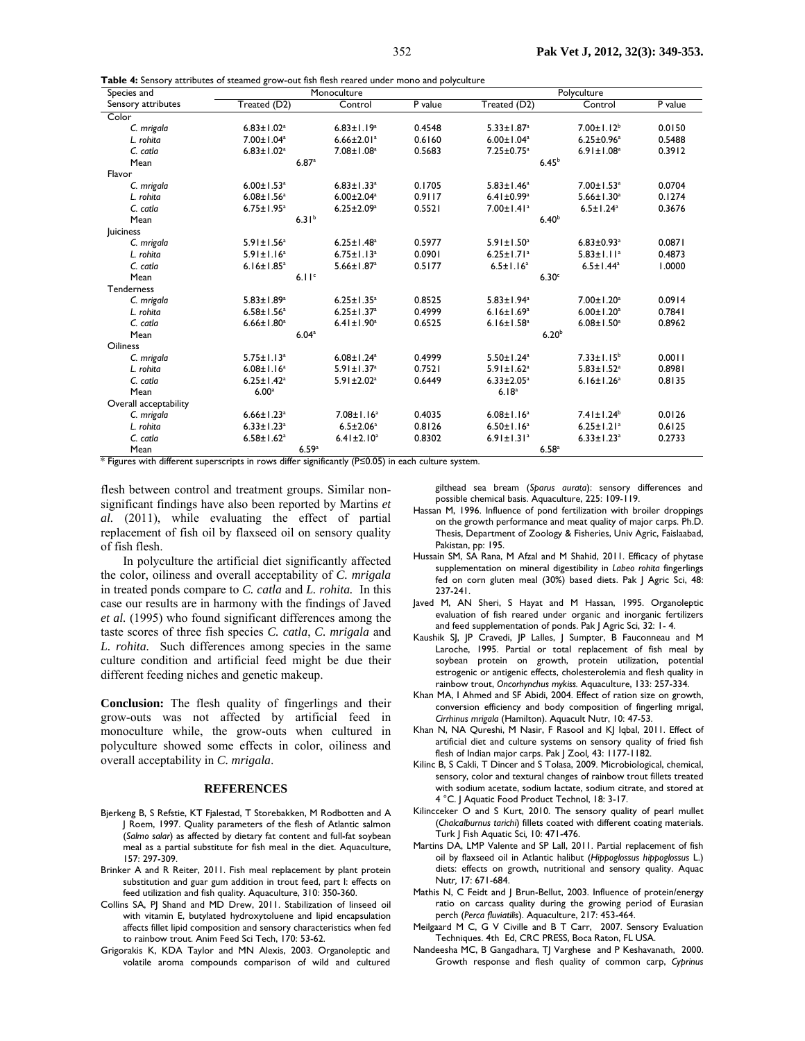**Table 4:** Sensory attributes of steamed grow-out fish flesh reared under mono and polyculture

| Species and Sensory attributes | Monoculture | | | Polyculture | | |
|---|---|---|---|---|---|---|
| | Treated (D2) | Control | P value | Treated (D2) | Control | P value |
| Color | | | | | | |
| *C. mrigala* | 6.83±1.02[a] | 6.83±1.19[a] | 0.4548 | 5.33±1.87[a] | 7.00±1.12[b] | 0.0150 |
| *L. rohita* | 7.00±1.04[a] | 6.66±2.01[a] | 0.6160 | 6.00±1.04[a] | 6.25±0.96[a] | 0.5488 |
| *C. catla* | 6.83±1.02[a] | 7.08±1.08[a] | 0.5683 | 7.25±0.75[a] | 6.91±1.08[a] | 0.3912 |
| Mean | 6.87[a] | | | 6.45[b] | | |
| Flavor | | | | | | |
| *C. mrigala* | 6.00±1.53[a] | 6.83±1.33[a] | 0.1705 | 5.83±1.46[a] | 7.00±1.53[a] | 0.0704 |
| *L. rohita* | 6.08±1.56[a] | 6.00±2.04[a] | 0.9117 | 6.41±0.99[a] | 5.66±1.30[a] | 0.1274 |
| *C. catla* | 6.75±1.95[a] | 6.25±2.09[a] | 0.5521 | 7.00±1.41[a] | 6.5±1.24[a] | 0.3676 |
| Mean | 6.31[b] | | | 6.40[b] | | |
| Juiciness | | | | | | |
| *C. mrigala* | 5.91±1.56[a] | 6.25±1.48[a] | 0.5977 | 5.91±1.50[a] | 6.83±0.93[a] | 0.0871 |
| *L. rohita* | 5.91±1.16[a] | 6.75±1.13[a] | 0.0901 | 6.25±1.71[a] | 5.83±1.11[a] | 0.4873 |
| *C. catla* | 6.16±1.85[a] | 5.66±1.87[a] | 0.5177 | 6.5±1.16[a] | 6.5±1.44[a] | 1.0000 |
| Mean | 6.11[c] | | | 6.30[c] | | |
| Tenderness | | | | | | |
| *C. mrigala* | 5.83±1.89[a] | 6.25±1.35[a] | 0.8525 | 5.83±1.94[a] | 7.00±1.20[a] | 0.0914 |
| *L. rohita* | 6.58±1.56[a] | 6.25±1.37[a] | 0.4999 | 6.16±1.69[a] | 6.00±1.20[a] | 0.7841 |
| *C. catla* | 6.66±1.80[a] | 6.41±1.90[a] | 0.6525 | 6.16±1.58[a] | 6.08±1.50[a] | 0.8962 |
| Mean | 6.04[a] | | | 6.20[b] | | |
| Oiliness | | | | | | |
| *C. mrigala* | 5.75±1.13[a] | 6.08±1.24[a] | 0.4999 | 5.50±1.24[a] | 7.33±1.15[b] | 0.0011 |
| *L. rohita* | 6.08±1.16[a] | 5.91±1.37[a] | 0.7521 | 5.91±1.62[a] | 5.83±1.52[a] | 0.8981 |
| *C. catla* | 6.25±1.42[a] | 5.91±2.02[a] | 0.6449 | 6.33±2.05[a] | 6.16±1.26[a] | 0.8135 |
| Mean | 6.00[a] | | | 6.18[a] | | |
| Overall acceptability | | | | | | |
| *C. mrigala* | 6.66±1.23[a] | 7.08±1.16[a] | 0.4035 | 6.08±1.16[a] | 7.41±1.24[b] | 0.0126 |
| *L. rohita* | 6.33±1.23[a] | 6.5±2.06[a] | 0.8126 | 6.50±1.16[a] | 6.25±1.21[a] | 0.6125 |
| *C. catla* | 6.58±1.62[a] | 6.41±2.10[a] | 0.8302 | 6.91±1.31[a] | 6.33±1.23[a] | 0.2733 |
| Mean | 6.59[a] | | | 6.58[a] | | |

\* Figures with different superscripts in rows differ significantly (P≤0.05) in each culture system.

flesh between control and treatment groups. Similar non-significant findings have also been reported by Martins *et al.* (2011), while evaluating the effect of partial replacement of fish oil by flaxseed oil on sensory quality of fish flesh.

In polyculture the artificial diet significantly affected the color, oiliness and overall acceptability of *C. mrigala* in treated ponds compare to *C. catla* and *L. rohita.* In this case our results are in harmony with the findings of Javed *et al.* (1995) who found significant differences among the taste scores of three fish species *C. catla*, *C. mrigala* and *L. rohita.* Such differences among species in the same culture condition and artificial feed might be due their different feeding niches and genetic makeup.

**Conclusion:** The flesh quality of fingerlings and their grow-outs was not affected by artificial feed in monoculture while, the grow-outs when cultured in polyculture showed some effects in color, oiliness and overall acceptability in *C. mrigala*.

## REFERENCES

- Bjerkeng B, S Refstie, KT Fjalestad, T Storebakken, M Rodbotten and A J Roem, 1997. Quality parameters of the flesh of Atlantic salmon (*Salmo salar*) as affected by dietary fat content and full-fat soybean meal as a partial substitute for fish meal in the diet. Aquaculture, 157: 297-309.
- Brinker A and R Reiter, 2011. Fish meal replacement by plant protein substitution and guar gum addition in trout feed, part I: effects on feed utilization and fish quality. Aquaculture, 310: 350-360.
- Collins SA, PJ Shand and MD Drew, 2011. Stabilization of linseed oil with vitamin E, butylated hydroxytoluene and lipid encapsulation affects fillet lipid composition and sensory characteristics when fed to rainbow trout. Anim Feed Sci Tech, 170: 53-62.
- Grigorakis K, KDA Taylor and MN Alexis, 2003. Organoleptic and volatile aroma compounds comparison of wild and cultured gilthead sea bream (*Sparus aurata*): sensory differences and possible chemical basis. Aquaculture, 225: 109-119.
- Hassan M, 1996. Influence of pond fertilization with broiler droppings on the growth performance and meat quality of major carps. Ph.D. Thesis, Department of Zoology & Fisheries, Univ Agric, Faislaabad, Pakistan, pp: 195.
- Hussain SM, SA Rana, M Afzal and M Shahid, 2011. Efficacy of phytase supplementation on mineral digestibility in *Labeo rohita* fingerlings fed on corn gluten meal (30%) based diets. Pak J Agric Sci, 48: 237-241.
- Javed M, AN Sheri, S Hayat and M Hassan, 1995. Organoleptic evaluation of fish reared under organic and inorganic fertilizers and feed supplementation of ponds. Pak J Agric Sci, 32: 1- 4.
- Kaushik SJ, JP Cravedi, JP Lalles, J Sumpter, B Fauconneau and M Laroche, 1995. Partial or total replacement of fish meal by soybean protein on growth, protein utilization, potential estrogenic or antigenic effects, cholesterolemia and flesh quality in rainbow trout, *Oncorhynchus mykiss.* Aquaculture, 133: 257-334.
- Khan MA, I Ahmed and SF Abidi, 2004. Effect of ration size on growth, conversion efficiency and body composition of fingerling mrigal, *Cirrhinus mrigala* (Hamilton). Aquacult Nutr, 10: 47-53.
- Khan N, NA Qureshi, M Nasir, F Rasool and KJ Iqbal, 2011. Effect of artificial diet and culture systems on sensory quality of fried fish flesh of Indian major carps. Pak J Zool, 43: 1177-1182.
- Kilinc B, S Cakli, T Dincer and S Tolasa, 2009. Microbiological, chemical, sensory, color and textural changes of rainbow trout fillets treated with sodium acetate, sodium lactate, sodium citrate, and stored at 4 °C. J Aquatic Food Product Technol, 18: 3-17.
- Kilincceker O and S Kurt, 2010. The sensory quality of pearl mullet (*Chalcalburnus tarichi*) fillets coated with different coating materials. Turk J Fish Aquatic Sci, 10: 471-476.
- Martins DA, LMP Valente and SP Lall, 2011. Partial replacement of fish oil by flaxseed oil in Atlantic halibut (*Hippoglossus hippoglossus* L.) diets: effects on growth, nutritional and sensory quality. Aquac Nutr, 17: 671-684.
- Mathis N, C Feidt and J Brun-Bellut, 2003. Influence of protein/energy ratio on carcass quality during the growing period of Eurasian perch (*Perca fluviatilis*). Aquaculture, 217: 453-464.
- Meilgaard M C, G V Civille and B T Carr, 2007. Sensory Evaluation Techniques. 4th Ed, CRC PRESS, Boca Raton, FL USA.
- Nandeesha MC, B Gangadhara, TJ Varghese and P Keshavanath, 2000. Growth response and flesh quality of common carp, *Cyprinus*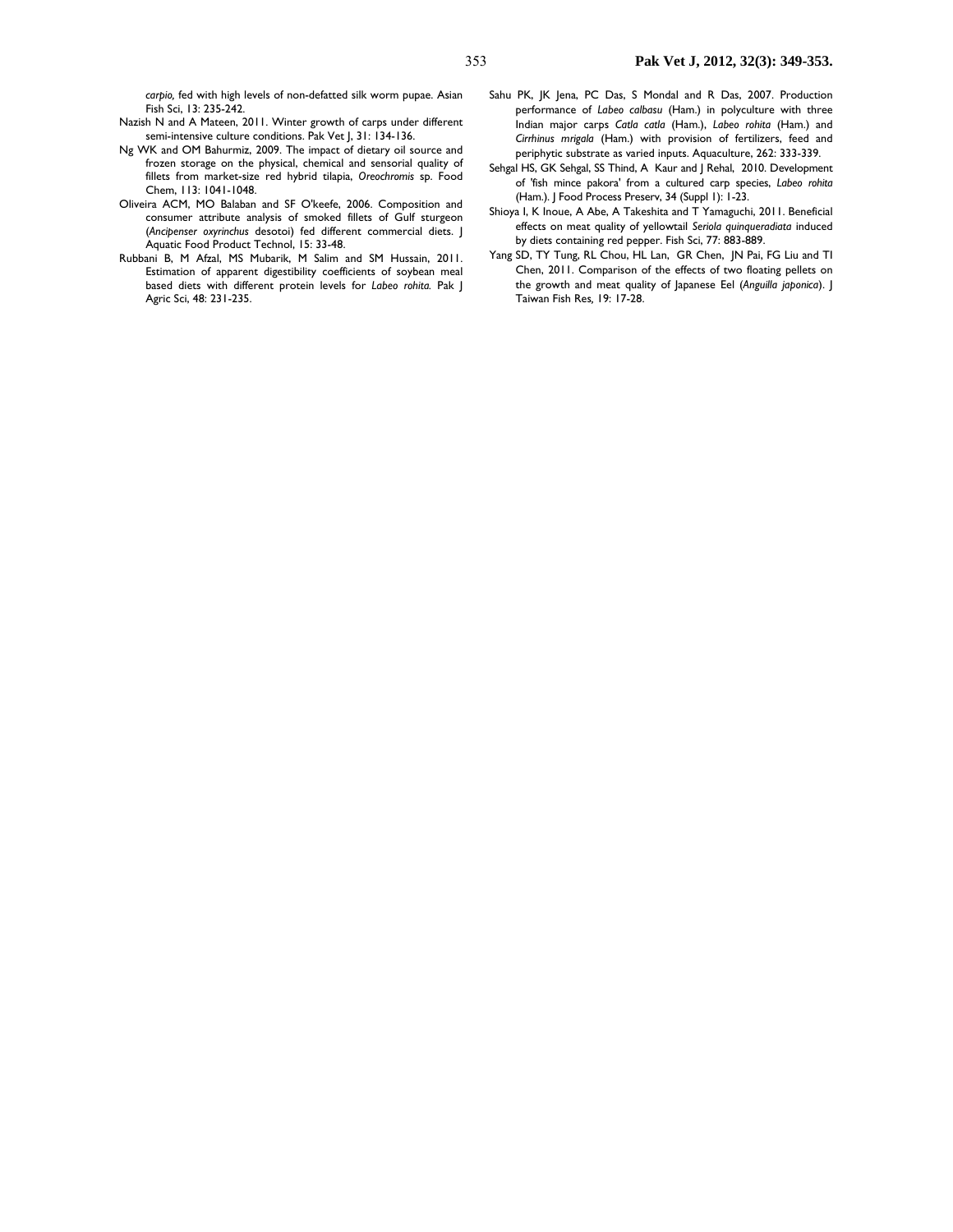*carpio*, fed with high levels of non-defatted silk worm pupae. Asian Fish Sci, 13: 235-242.

Nazish N and A Mateen, 2011. Winter growth of carps under different semi-intensive culture conditions. Pak Vet J, 31: 134-136.

Ng WK and OM Bahurmiz, 2009. The impact of dietary oil source and frozen storage on the physical, chemical and sensorial quality of fillets from market-size red hybrid tilapia, *Oreochromis* sp. Food Chem, 113: 1041-1048.

Oliveira ACM, MO Balaban and SF O'keefe, 2006. Composition and consumer attribute analysis of smoked fillets of Gulf sturgeon (*Ancipenser oxyrinchus* desotoi) fed different commercial diets. J Aquatic Food Product Technol, 15: 33-48.

Rubbani B, M Afzal, MS Mubarik, M Salim and SM Hussain, 2011. Estimation of apparent digestibility coefficients of soybean meal based diets with different protein levels for *Labeo rohita.* Pak J Agric Sci, 48: 231-235.

Sahu PK, JK Jena, PC Das, S Mondal and R Das, 2007. Production performance of *Labeo calbasu* (Ham.) in polyculture with three Indian major carps *Catla catla* (Ham.), *Labeo rohita* (Ham.) and *Cirrhinus mrigala* (Ham.) with provision of fertilizers, feed and periphytic substrate as varied inputs. Aquaculture, 262: 333-339.

Sehgal HS, GK Sehgal, SS Thind, A Kaur and J Rehal, 2010. Development of 'fish mince pakora' from a cultured carp species, *Labeo rohita* (Ham.). J Food Process Preserv, 34 (Suppl 1): 1-23.

Shioya I, K Inoue, A Abe, A Takeshita and T Yamaguchi, 2011. Beneficial effects on meat quality of yellowtail *Seriola quinqueradiata* induced by diets containing red pepper. Fish Sci, 77: 883-889.

Yang SD, TY Tung, RL Chou, HL Lan, GR Chen, JN Pai, FG Liu and TI Chen, 2011. Comparison of the effects of two floating pellets on the growth and meat quality of Japanese Eel (*Anguilla japonica*). J Taiwan Fish Res, 19: 17-28.